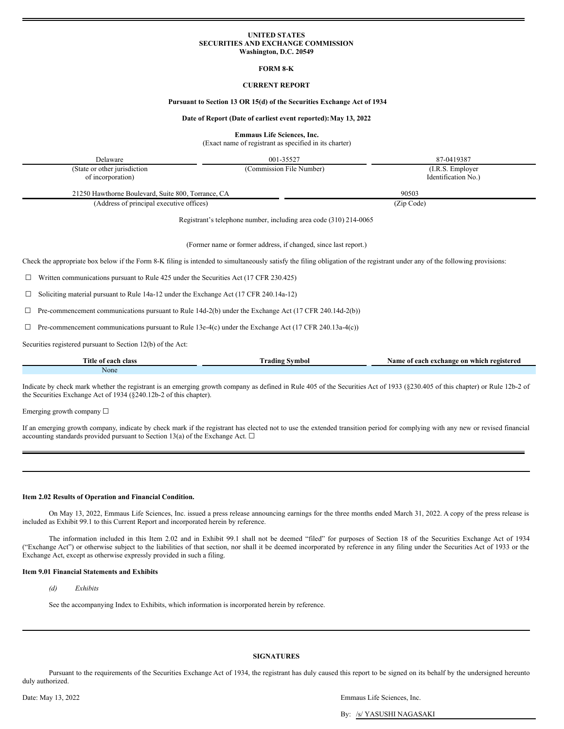**UNITED STATES**
**SECURITIES AND EXCHANGE COMMISSION**
**Washington, D.C. 20549**

**FORM 8-K**

**CURRENT REPORT**

**Pursuant to Section 13 OR 15(d) of the Securities Exchange Act of 1934**

**Date of Report (Date of earliest event reported): May 13, 2022**

**Emmaus Life Sciences, Inc.**
(Exact name of registrant as specified in its charter)

| Delaware | 001-35527 | 87-0419387 |
|---|---|---|
| (State or other jurisdiction of incorporation) | (Commission File Number) | (I.R.S. Employer Identification No.) |

| 21250 Hawthorne Boulevard, Suite 800, Torrance, CA | 90503 |
|---|---|
| (Address of principal executive offices) | (Zip Code) |

Registrant's telephone number, including area code (310) 214-0065

(Former name or former address, if changed, since last report.)

Check the appropriate box below if the Form 8-K filing is intended to simultaneously satisfy the filing obligation of the registrant under any of the following provisions:

☐ Written communications pursuant to Rule 425 under the Securities Act (17 CFR 230.425)

☐ Soliciting material pursuant to Rule 14a-12 under the Exchange Act (17 CFR 240.14a-12)

☐ Pre-commencement communications pursuant to Rule 14d-2(b) under the Exchange Act (17 CFR 240.14d-2(b))

☐ Pre-commencement communications pursuant to Rule 13e-4(c) under the Exchange Act (17 CFR 240.13a-4(c))

Securities registered pursuant to Section 12(b) of the Act:

| Title of each class | Trading Symbol | Name of each exchange on which registered |
|---|---|---|
| None | | |

Indicate by check mark whether the registrant is an emerging growth company as defined in Rule 405 of the Securities Act of 1933 (§230.405 of this chapter) or Rule 12b-2 of the Securities Exchange Act of 1934 (§240.12b-2 of this chapter).

Emerging growth company ☐

If an emerging growth company, indicate by check mark if the registrant has elected not to use the extended transition period for complying with any new or revised financial accounting standards provided pursuant to Section 13(a) of the Exchange Act. ☐

**Item 2.02 Results of Operation and Financial Condition.**

On May 13, 2022, Emmaus Life Sciences, Inc. issued a press release announcing earnings for the three months ended March 31, 2022. A copy of the press release is included as Exhibit 99.1 to this Current Report and incorporated herein by reference.

The information included in this Item 2.02 and in Exhibit 99.1 shall not be deemed "filed" for purposes of Section 18 of the Securities Exchange Act of 1934 ("Exchange Act") or otherwise subject to the liabilities of that section, nor shall it be deemed incorporated by reference in any filing under the Securities Act of 1933 or the Exchange Act, except as otherwise expressly provided in such a filing.

**Item 9.01 Financial Statements and Exhibits**

*(d) Exhibits*

See the accompanying Index to Exhibits, which information is incorporated herein by reference.

**SIGNATURES**

Pursuant to the requirements of the Securities Exchange Act of 1934, the registrant has duly caused this report to be signed on its behalf by the undersigned hereunto duly authorized.

Date: May 13, 2022

Emmaus Life Sciences, Inc.

By: /s/ YASUSHI NAGASAKI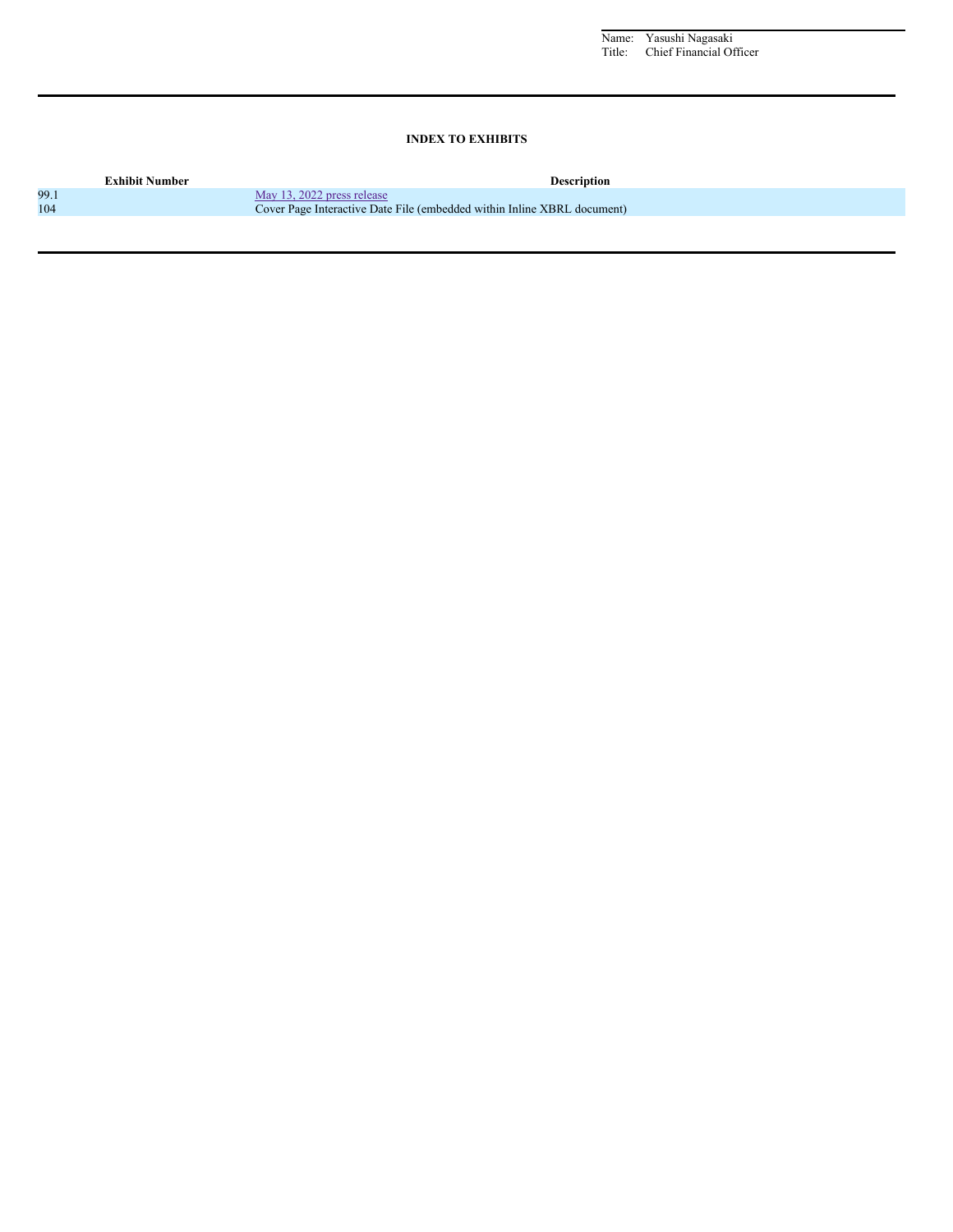Name: Yasushi Nagasaki
Title: Chief Financial Officer

---

**INDEX TO EXHIBITS**

| Exhibit Number | Description |
|---|---|
| 99.1 | May 13, 2022 press release |
| 104 | Cover Page Interactive Date File (embedded within Inline XBRL document) |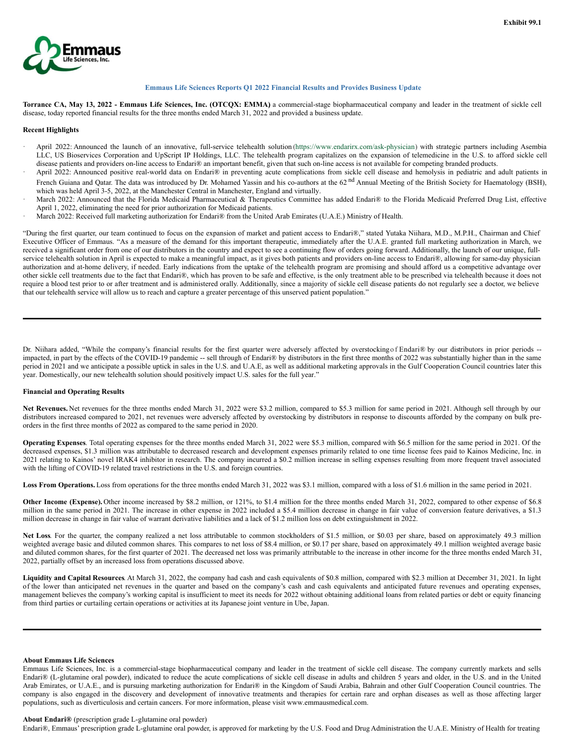Exhibit 99.1

# Emmaus Life Sciences Reports Q1 2022 Financial Results and Provides Business Update

**Torrance CA, May 13, 2022 - Emmaus Life Sciences, Inc. (OTCQX: EMMA)** a commercial-stage biopharmaceutical company and leader in the treatment of sickle cell disease, today reported financial results for the three months ended March 31, 2022 and provided a business update.

**Recent Highlights**

- April 2022: Announced the launch of an innovative, full-service telehealth solution (https://www.endarirx.com/ask-physician) with strategic partners including Asembia LLC, US Bioservices Corporation and UpScript IP Holdings, LLC. The telehealth program capitalizes on the expansion of telemedicine in the U.S. to afford sickle cell disease patients and providers on-line access to Endari® an important benefit, given that such on-line access is not available for competing branded products.
- April 2022: Announced positive real-world data on Endari® in preventing acute complications from sickle cell disease and hemolysis in pediatric and adult patients in French Guiana and Qatar. The data was introduced by Dr. Mohamed Yassin and his co-authors at the 62nd Annual Meeting of the British Society for Haematology (BSH), which was held April 3-5, 2022, at the Manchester Central in Manchester, England and virtually.
- March 2022: Announced that the Florida Medicaid Pharmaceutical & Therapeutics Committee has added Endari® to the Florida Medicaid Preferred Drug List, effective April 1, 2022, eliminating the need for prior authorization for Medicaid patients.
- March 2022: Received full marketing authorization for Endari® from the United Arab Emirates (U.A.E.) Ministry of Health.

"During the first quarter, our team continued to focus on the expansion of market and patient access to Endari®," stated Yutaka Niihara, M.D., M.P.H., Chairman and Chief Executive Officer of Emmaus. "As a measure of the demand for this important therapeutic, immediately after the U.A.E. granted full marketing authorization in March, we received a significant order from one of our distributors in the country and expect to see a continuing flow of orders going forward. Additionally, the launch of our unique, full-service telehealth solution in April is expected to make a meaningful impact, as it gives both patients and providers on-line access to Endari®, allowing for same-day physician authorization and at-home delivery, if needed. Early indications from the uptake of the telehealth program are promising and should afford us a competitive advantage over other sickle cell treatments due to the fact that Endari®, which has proven to be safe and effective, is the only treatment able to be prescribed via telehealth because it does not require a blood test prior to or after treatment and is administered orally. Additionally, since a majority of sickle cell disease patients do not regularly see a doctor, we believe that our telehealth service will allow us to reach and capture a greater percentage of this unserved patient population."

---

Dr. Niihara added, "While the company's financial results for the first quarter were adversely affected by overstocking of Endari® by our distributors in prior periods -- impacted, in part by the effects of the COVID-19 pandemic -- sell through of Endari® by distributors in the first three months of 2022 was substantially higher than in the same period in 2021 and we anticipate a possible uptick in sales in the U.S. and U.A.E, as well as additional marketing approvals in the Gulf Cooperation Council countries later this year. Domestically, our new telehealth solution should positively impact U.S. sales for the full year."

**Financial and Operating Results**

**Net Revenues.** Net revenues for the three months ended March 31, 2022 were $3.2 million, compared to $5.3 million for same period in 2021. Although sell through by our distributors increased compared to 2021, net revenues were adversely affected by overstocking by distributors in response to discounts afforded by the company on bulk pre-orders in the first three months of 2022 as compared to the same period in 2020.

**Operating Expenses**. Total operating expenses for the three months ended March 31, 2022 were $5.3 million, compared with $6.5 million for the same period in 2021. Of the decreased expenses, $1.3 million was attributable to decreased research and development expenses primarily related to one time license fees paid to Kainos Medicine, Inc. in 2021 relating to Kainos' novel IRAK4 inhibitor in research. The company incurred a $0.2 million increase in selling expenses resulting from more frequent travel associated with the lifting of COVID-19 related travel restrictions in the U.S. and foreign countries.

**Loss From Operations.** Loss from operations for the three months ended March 31, 2022 was $3.1 million, compared with a loss of $1.6 million in the same period in 2021.

**Other Income (Expense).** Other income increased by $8.2 million, or 121%, to $1.4 million for the three months ended March 31, 2022, compared to other expense of $6.8 million in the same period in 2021. The increase in other expense in 2022 included a $5.4 million decrease in change in fair value of conversion feature derivatives, a $1.3 million decrease in change in fair value of warrant derivative liabilities and a lack of $1.2 million loss on debt extinguishment in 2022.

**Net Loss**. For the quarter, the company realized a net loss attributable to common stockholders of $1.5 million, or $0.03 per share, based on approximately 49.3 million weighted average basic and diluted common shares. This compares to net loss of $8.4 million, or $0.17 per share, based on approximately 49.1 million weighted average basic and diluted common shares, for the first quarter of 2021. The decreased net loss was primarily attributable to the increase in other income for the three months ended March 31, 2022, partially offset by an increased loss from operations discussed above.

**Liquidity and Capital Resources**. At March 31, 2022, the company had cash and cash equivalents of $0.8 million, compared with $2.3 million at December 31, 2021. In light of the lower than anticipated net revenues in the quarter and based on the company's cash and cash equivalents and anticipated future revenues and operating expenses, management believes the company's working capital is insufficient to meet its needs for 2022 without obtaining additional loans from related parties or debt or equity financing from third parties or curtailing certain operations or activities at its Japanese joint venture in Ube, Japan.

---

**About Emmaus Life Sciences**

Emmaus Life Sciences, Inc. is a commercial-stage biopharmaceutical company and leader in the treatment of sickle cell disease. The company currently markets and sells Endari® (L-glutamine oral powder), indicated to reduce the acute complications of sickle cell disease in adults and children 5 years and older, in the U.S. and in the United Arab Emirates, or U.A.E., and is pursuing marketing authorization for Endari® in the Kingdom of Saudi Arabia, Bahrain and other Gulf Cooperation Council countries. The company is also engaged in the discovery and development of innovative treatments and therapies for certain rare and orphan diseases as well as those affecting larger populations, such as diverticulosis and certain cancers. For more information, please visit www.emmausmedical.com.

**About Endari®** (prescription grade L-glutamine oral powder)

Endari®, Emmaus' prescription grade L-glutamine oral powder, is approved for marketing by the U.S. Food and Drug Administration the U.A.E. Ministry of Health for treating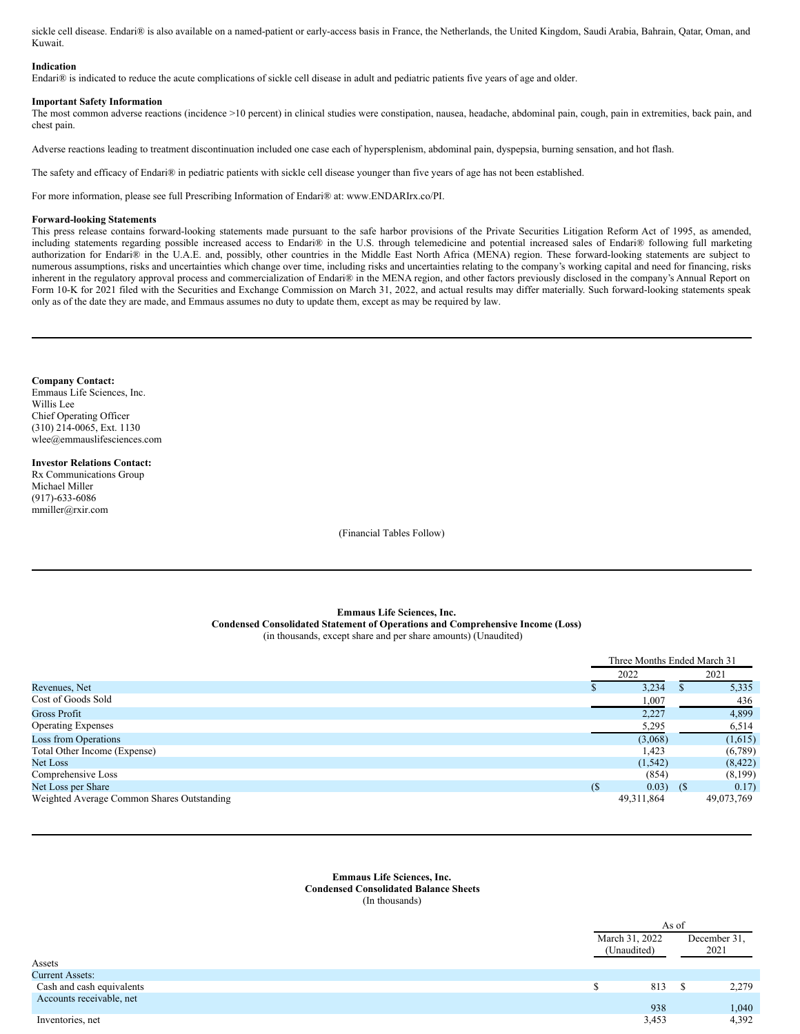sickle cell disease. Endari® is also available on a named-patient or early-access basis in France, the Netherlands, the United Kingdom, Saudi Arabia, Bahrain, Qatar, Oman, and Kuwait.

**Indication**

Endari® is indicated to reduce the acute complications of sickle cell disease in adult and pediatric patients five years of age and older.

**Important Safety Information**

The most common adverse reactions (incidence >10 percent) in clinical studies were constipation, nausea, headache, abdominal pain, cough, pain in extremities, back pain, and chest pain.

Adverse reactions leading to treatment discontinuation included one case each of hypersplenism, abdominal pain, dyspepsia, burning sensation, and hot flash.

The safety and efficacy of Endari® in pediatric patients with sickle cell disease younger than five years of age has not been established.

For more information, please see full Prescribing Information of Endari® at: www.ENDARIrx.co/PI.

**Forward-looking Statements**

This press release contains forward-looking statements made pursuant to the safe harbor provisions of the Private Securities Litigation Reform Act of 1995, as amended, including statements regarding possible increased access to Endari® in the U.S. through telemedicine and potential increased sales of Endari® following full marketing authorization for Endari® in the U.A.E. and, possibly, other countries in the Middle East North Africa (MENA) region. These forward-looking statements are subject to numerous assumptions, risks and uncertainties which change over time, including risks and uncertainties relating to the company's working capital and need for financing, risks inherent in the regulatory approval process and commercialization of Endari® in the MENA region, and other factors previously disclosed in the company's Annual Report on Form 10-K for 2021 filed with the Securities and Exchange Commission on March 31, 2022, and actual results may differ materially. Such forward-looking statements speak only as of the date they are made, and Emmaus assumes no duty to update them, except as may be required by law.

---

**Company Contact:**
Emmaus Life Sciences, Inc.
Willis Lee
Chief Operating Officer
(310) 214-0065, Ext. 1130
wlee@emmauslifesciences.com

**Investor Relations Contact:**
Rx Communications Group
Michael Miller
(917)-633-6086
mmiller@rxir.com

(Financial Tables Follow)

---

**Emmaus Life Sciences, Inc.**
**Condensed Consolidated Statement of Operations and Comprehensive Income (Loss)**
(in thousands, except share and per share amounts) (Unaudited)

| | Three Months Ended March 31 | |
|---|---|---|
| | 2022 | 2021 |
| Revenues, Net | $ 3,234 | $ 5,335 |
| Cost of Goods Sold | 1,007 | 436 |
| Gross Profit | 2,227 | 4,899 |
| Operating Expenses | 5,295 | 6,514 |
| Loss from Operations | (3,068) | (1,615) |
| Total Other Income (Expense) | 1,423 | (6,789) |
| Net Loss | (1,542) | (8,422) |
| Comprehensive Loss | (854) | (8,199) |
| Net Loss per Share | ($ 0.03) | ($ 0.17) |
| Weighted Average Common Shares Outstanding | 49,311,864 | 49,073,769 |

---

**Emmaus Life Sciences, Inc.**
**Condensed Consolidated Balance Sheets**
(In thousands)

| | As of | |
|---|---|---|
| | March 31, 2022 (Unaudited) | December 31, 2021 |
| Assets | | |
| Current Assets: | | |
| Cash and cash equivalents | $ 813 | $ 2,279 |
| Accounts receivable, net | 938 | 1,040 |
| Inventories, net | 3,453 | 4,392 |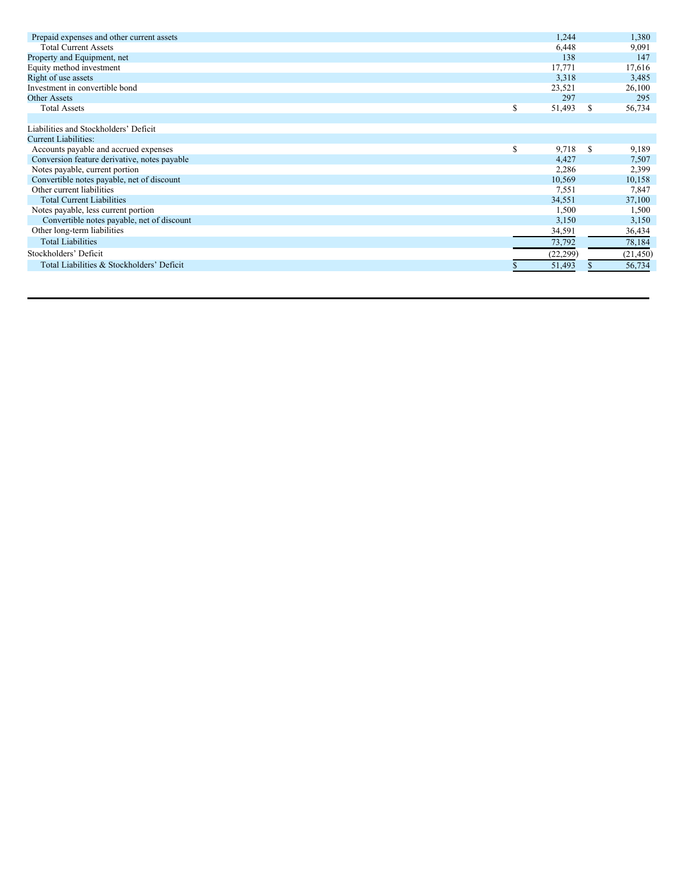| | | |
|---|---|---|
| Prepaid expenses and other current assets | 1,244 | 1,380 |
| Total Current Assets | 6,448 | 9,091 |
| Property and Equipment, net | 138 | 147 |
| Equity method investment | 17,771 | 17,616 |
| Right of use assets | 3,318 | 3,485 |
| Investment in convertible bond | 23,521 | 26,100 |
| Other Assets | 297 | 295 |
| Total Assets | $ 51,493 | $ 56,734 |
| | | |
| Liabilities and Stockholders' Deficit | | |
| Current Liabilities: | | |
| Accounts payable and accrued expenses | $ 9,718 | $ 9,189 |
| Conversion feature derivative, notes payable | 4,427 | 7,507 |
| Notes payable, current portion | 2,286 | 2,399 |
| Convertible notes payable, net of discount | 10,569 | 10,158 |
| Other current liabilities | 7,551 | 7,847 |
| Total Current Liabilities | 34,551 | 37,100 |
| Notes payable, less current portion | 1,500 | 1,500 |
| Convertible notes payable, net of discount | 3,150 | 3,150 |
| Other long-term liabilities | 34,591 | 36,434 |
| Total Liabilities | 73,792 | 78,184 |
| Stockholders' Deficit | (22,299) | (21,450) |
| Total Liabilities & Stockholders' Deficit | $ 51,493 | $ 56,734 |